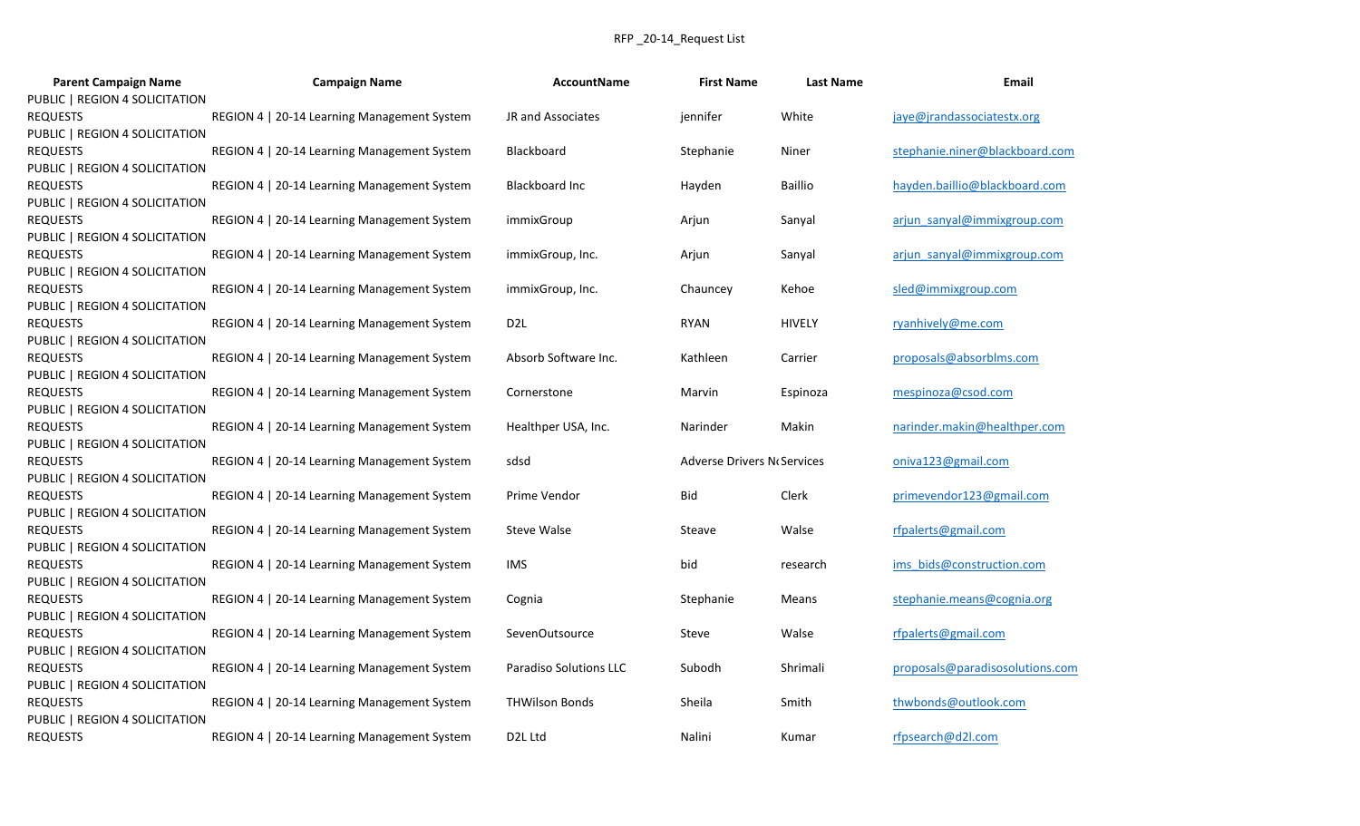RFP _20-14_Request List

| Parent Campaign Name | Campaign Name | AccountName | First Name | Last Name | Email |
|---|---|---|---|---|---|
| PUBLIC \| REGION 4 SOLICITATION REQUESTS | REGION 4 \| 20-14 Learning Management System | JR and Associates | jennifer | White | jaye@jrandassociatestx.org |
| PUBLIC \| REGION 4 SOLICITATION REQUESTS | REGION 4 \| 20-14 Learning Management System | Blackboard | Stephanie | Niner | stephanie.niner@blackboard.com |
| PUBLIC \| REGION 4 SOLICITATION REQUESTS | REGION 4 \| 20-14 Learning Management System | Blackboard Inc | Hayden | Baillio | hayden.baillio@blackboard.com |
| PUBLIC \| REGION 4 SOLICITATION REQUESTS | REGION 4 \| 20-14 Learning Management System | immixGroup | Arjun | Sanyal | arjun_sanyal@immixgroup.com |
| PUBLIC \| REGION 4 SOLICITATION REQUESTS | REGION 4 \| 20-14 Learning Management System | immixGroup, Inc. | Arjun | Sanyal | arjun_sanyal@immixgroup.com |
| PUBLIC \| REGION 4 SOLICITATION REQUESTS | REGION 4 \| 20-14 Learning Management System | immixGroup, Inc. | Chauncey | Kehoe | sled@immixgroup.com |
| PUBLIC \| REGION 4 SOLICITATION REQUESTS | REGION 4 \| 20-14 Learning Management System | D2L | RYAN | HIVELY | ryanhively@me.com |
| PUBLIC \| REGION 4 SOLICITATION REQUESTS | REGION 4 \| 20-14 Learning Management System | Absorb Software Inc. | Kathleen | Carrier | proposals@absorblms.com |
| PUBLIC \| REGION 4 SOLICITATION REQUESTS | REGION 4 \| 20-14 Learning Management System | Cornerstone | Marvin | Espinoza | mespinoza@csod.com |
| PUBLIC \| REGION 4 SOLICITATION REQUESTS | REGION 4 \| 20-14 Learning Management System | Healthper USA, Inc. | Narinder | Makin | narinder.makin@healthper.com |
| PUBLIC \| REGION 4 SOLICITATION REQUESTS | REGION 4 \| 20-14 Learning Management System | sdsd | Adverse Drivers N | Services | oniva123@gmail.com |
| PUBLIC \| REGION 4 SOLICITATION REQUESTS | REGION 4 \| 20-14 Learning Management System | Prime Vendor | Bid | Clerk | primevendor123@gmail.com |
| PUBLIC \| REGION 4 SOLICITATION REQUESTS | REGION 4 \| 20-14 Learning Management System | Steve Walse | Steave | Walse | rfpalerts@gmail.com |
| PUBLIC \| REGION 4 SOLICITATION REQUESTS | REGION 4 \| 20-14 Learning Management System | IMS | bid | research | ims_bids@construction.com |
| PUBLIC \| REGION 4 SOLICITATION REQUESTS | REGION 4 \| 20-14 Learning Management System | Cognia | Stephanie | Means | stephanie.means@cognia.org |
| PUBLIC \| REGION 4 SOLICITATION REQUESTS | REGION 4 \| 20-14 Learning Management System | SevenOutsource | Steve | Walse | rfpalerts@gmail.com |
| PUBLIC \| REGION 4 SOLICITATION REQUESTS | REGION 4 \| 20-14 Learning Management System | Paradiso Solutions LLC | Subodh | Shrimali | proposals@paradisosolutions.com |
| PUBLIC \| REGION 4 SOLICITATION REQUESTS | REGION 4 \| 20-14 Learning Management System | THWilson Bonds | Sheila | Smith | thwbonds@outlook.com |
| PUBLIC \| REGION 4 SOLICITATION REQUESTS | REGION 4 \| 20-14 Learning Management System | D2L Ltd | Nalini | Kumar | rfpsearch@d2l.com |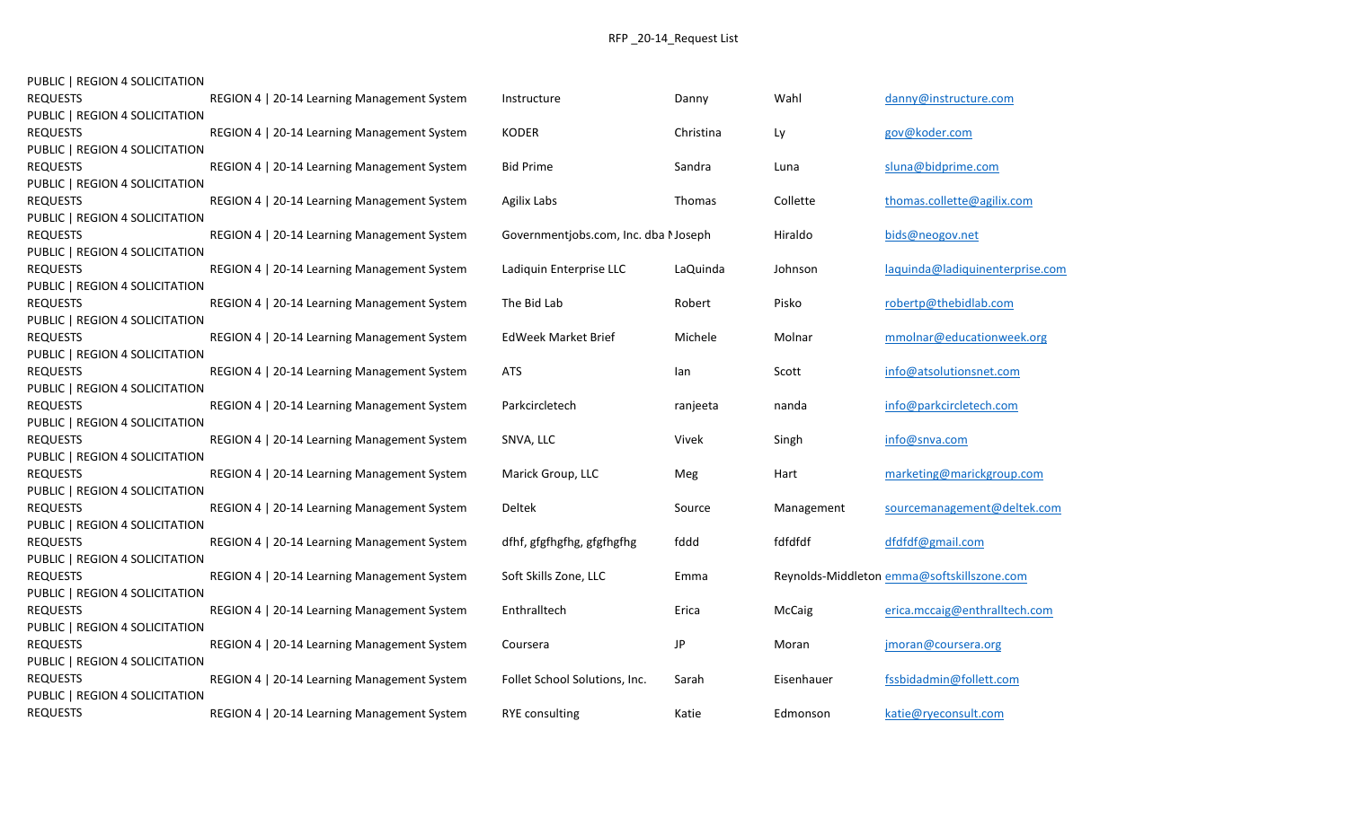RFP _20-14_Request List

| | | | | | |
|---|---|---|---|---|---|
| PUBLIC \| REGION 4 SOLICITATION REQUESTS | REGION 4 \| 20-14 Learning Management System | Instructure | Danny | Wahl | danny@instructure.com |
| PUBLIC \| REGION 4 SOLICITATION REQUESTS | REGION 4 \| 20-14 Learning Management System | KODER | Christina | Ly | gov@koder.com |
| PUBLIC \| REGION 4 SOLICITATION REQUESTS | REGION 4 \| 20-14 Learning Management System | Bid Prime | Sandra | Luna | sluna@bidprime.com |
| PUBLIC \| REGION 4 SOLICITATION REQUESTS | REGION 4 \| 20-14 Learning Management System | Agilix Labs | Thomas | Collette | thomas.collette@agilix.com |
| PUBLIC \| REGION 4 SOLICITATION REQUESTS | REGION 4 \| 20-14 Learning Management System | Governmentjobs.com, Inc. dba N | Joseph | Hiraldo | bids@neogov.net |
| PUBLIC \| REGION 4 SOLICITATION REQUESTS | REGION 4 \| 20-14 Learning Management System | Ladiquin Enterprise LLC | LaQuinda | Johnson | laquinda@ladiquinenterprise.com |
| PUBLIC \| REGION 4 SOLICITATION REQUESTS | REGION 4 \| 20-14 Learning Management System | The Bid Lab | Robert | Pisko | robertp@thebidlab.com |
| PUBLIC \| REGION 4 SOLICITATION REQUESTS | REGION 4 \| 20-14 Learning Management System | EdWeek Market Brief | Michele | Molnar | mmolnar@educationweek.org |
| PUBLIC \| REGION 4 SOLICITATION REQUESTS | REGION 4 \| 20-14 Learning Management System | ATS | Ian | Scott | info@atsolutionsnet.com |
| PUBLIC \| REGION 4 SOLICITATION REQUESTS | REGION 4 \| 20-14 Learning Management System | Parkcircletech | ranjeeta | nanda | info@parkcircletech.com |
| PUBLIC \| REGION 4 SOLICITATION REQUESTS | REGION 4 \| 20-14 Learning Management System | SNVA, LLC | Vivek | Singh | info@snva.com |
| PUBLIC \| REGION 4 SOLICITATION REQUESTS | REGION 4 \| 20-14 Learning Management System | Marick Group, LLC | Meg | Hart | marketing@marickgroup.com |
| PUBLIC \| REGION 4 SOLICITATION REQUESTS | REGION 4 \| 20-14 Learning Management System | Deltek | Source | Management | sourcemanagement@deltek.com |
| PUBLIC \| REGION 4 SOLICITATION REQUESTS | REGION 4 \| 20-14 Learning Management System | dfhf, gfgfhgfhg, gfgfhgfhg | fddd | fdfdfdf | dfdfdf@gmail.com |
| PUBLIC \| REGION 4 SOLICITATION REQUESTS | REGION 4 \| 20-14 Learning Management System | Soft Skills Zone, LLC | Emma | Reynolds-Middleton | emma@softskillszone.com |
| PUBLIC \| REGION 4 SOLICITATION REQUESTS | REGION 4 \| 20-14 Learning Management System | Enthralltech | Erica | McCaig | erica.mccaig@enthralltech.com |
| PUBLIC \| REGION 4 SOLICITATION REQUESTS | REGION 4 \| 20-14 Learning Management System | Coursera | JP | Moran | jmoran@coursera.org |
| PUBLIC \| REGION 4 SOLICITATION REQUESTS | REGION 4 \| 20-14 Learning Management System | Follet School Solutions, Inc. | Sarah | Eisenhauer | fssbidadmin@follett.com |
| PUBLIC \| REGION 4 SOLICITATION REQUESTS | REGION 4 \| 20-14 Learning Management System | RYE consulting | Katie | Edmonson | katie@ryeconsult.com |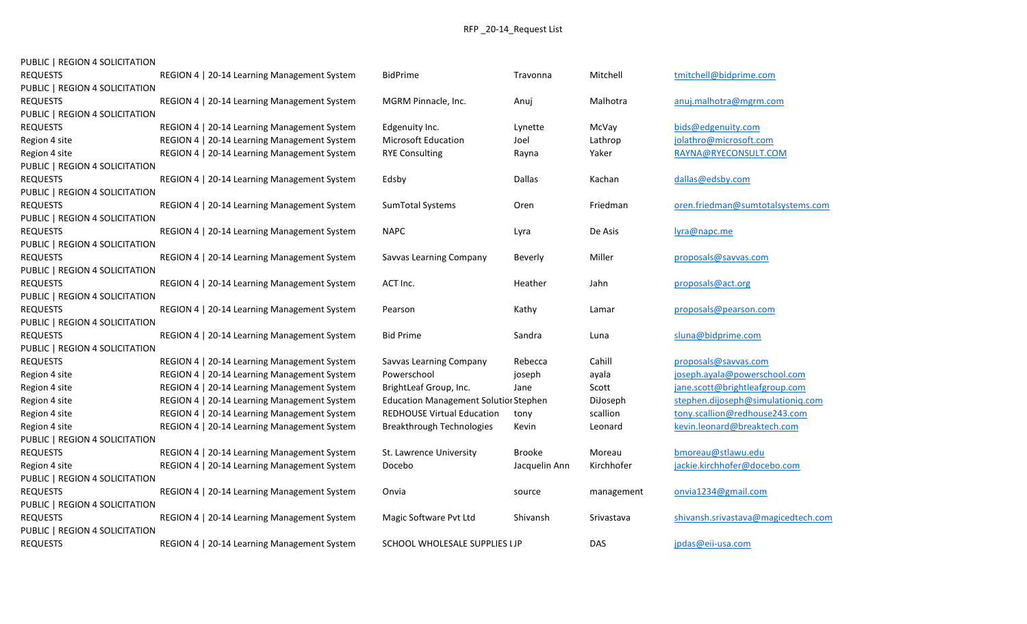RFP _20-14_Request List

| | | | | | |
|---|---|---|---|---|---|
| PUBLIC \| REGION 4 SOLICITATION REQUESTS | REGION 4 \| 20-14 Learning Management System | BidPrime | Travonna | Mitchell | tmitchell@bidprime.com |
| PUBLIC \| REGION 4 SOLICITATION REQUESTS | REGION 4 \| 20-14 Learning Management System | MGRM Pinnacle, Inc. | Anuj | Malhotra | anuj.malhotra@mgrm.com |
| PUBLIC \| REGION 4 SOLICITATION REQUESTS | REGION 4 \| 20-14 Learning Management System | Edgenuity Inc. | Lynette | McVay | bids@edgenuity.com |
| Region 4 site | REGION 4 \| 20-14 Learning Management System | Microsoft Education | Joel | Lathrop | jolathro@microsoft.com |
| Region 4 site | REGION 4 \| 20-14 Learning Management System | RYE Consulting | Rayna | Yaker | RAYNA@RYECONSULT.COM |
| PUBLIC \| REGION 4 SOLICITATION REQUESTS | REGION 4 \| 20-14 Learning Management System | Edsby | Dallas | Kachan | dallas@edsby.com |
| PUBLIC \| REGION 4 SOLICITATION REQUESTS | REGION 4 \| 20-14 Learning Management System | SumTotal Systems | Oren | Friedman | oren.friedman@sumtotalsystems.com |
| PUBLIC \| REGION 4 SOLICITATION REQUESTS | REGION 4 \| 20-14 Learning Management System | NAPC | Lyra | De Asis | lyra@napc.me |
| PUBLIC \| REGION 4 SOLICITATION REQUESTS | REGION 4 \| 20-14 Learning Management System | Savvas Learning Company | Beverly | Miller | proposals@savvas.com |
| PUBLIC \| REGION 4 SOLICITATION REQUESTS | REGION 4 \| 20-14 Learning Management System | ACT Inc. | Heather | Jahn | proposals@act.org |
| PUBLIC \| REGION 4 SOLICITATION REQUESTS | REGION 4 \| 20-14 Learning Management System | Pearson | Kathy | Lamar | proposals@pearson.com |
| PUBLIC \| REGION 4 SOLICITATION REQUESTS | REGION 4 \| 20-14 Learning Management System | Bid Prime | Sandra | Luna | sluna@bidprime.com |
| PUBLIC \| REGION 4 SOLICITATION REQUESTS | REGION 4 \| 20-14 Learning Management System | Savvas Learning Company | Rebecca | Cahill | proposals@savvas.com |
| Region 4 site | REGION 4 \| 20-14 Learning Management System | Powerschool | joseph | ayala | joseph.ayala@powerschool.com |
| Region 4 site | REGION 4 \| 20-14 Learning Management System | BrightLeaf Group, Inc. | Jane | Scott | jane.scott@brightleafgroup.com |
| Region 4 site | REGION 4 \| 20-14 Learning Management System | Education Management Solutior | Stephen | DiJoseph | stephen.dijoseph@simulationiq.com |
| Region 4 site | REGION 4 \| 20-14 Learning Management System | REDHOUSE Virtual Education | tony | scallion | tony.scallion@redhouse243.com |
| Region 4 site | REGION 4 \| 20-14 Learning Management System | Breakthrough Technologies | Kevin | Leonard | kevin.leonard@breaktech.com |
| PUBLIC \| REGION 4 SOLICITATION REQUESTS | REGION 4 \| 20-14 Learning Management System | St. Lawrence University | Brooke | Moreau | bmoreau@stlawu.edu |
| Region 4 site | REGION 4 \| 20-14 Learning Management System | Docebo | Jacquelin Ann | Kirchhofer | jackie.kirchhofer@docebo.com |
| PUBLIC \| REGION 4 SOLICITATION REQUESTS | REGION 4 \| 20-14 Learning Management System | Onvia | source | management | onvia1234@gmail.com |
| PUBLIC \| REGION 4 SOLICITATION REQUESTS | REGION 4 \| 20-14 Learning Management System | Magic Software Pvt Ltd | Shivansh | Srivastava | shivansh.srivastava@magicedtech.com |
| PUBLIC \| REGION 4 SOLICITATION REQUESTS | REGION 4 \| 20-14 Learning Management System | SCHOOL WHOLESALE SUPPLIES L | JP | DAS | jpdas@eii-usa.com |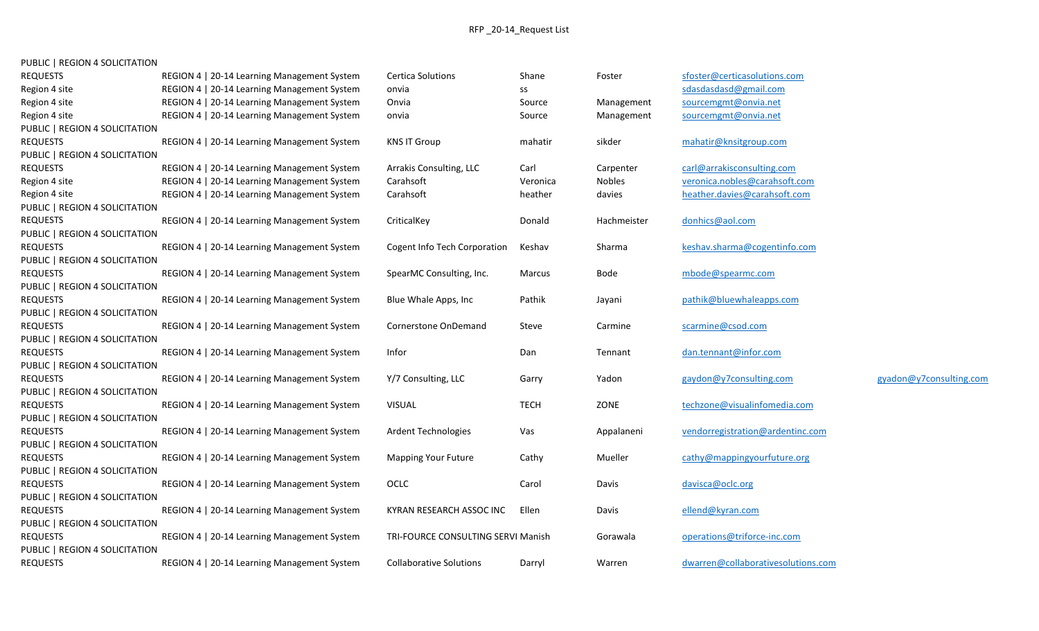RFP _20-14_Request List

| | | | | | | |
|---|---|---|---|---|---|---|
| PUBLIC \| REGION 4 SOLICITATION REQUESTS | REGION 4 \| 20-14 Learning Management System | Certica Solutions | Shane | Foster | sfoster@certicasolutions.com | |
| Region 4 site | REGION 4 \| 20-14 Learning Management System | onvia | ss | | sdasdasdasd@gmail.com | |
| Region 4 site | REGION 4 \| 20-14 Learning Management System | Onvia | Source | Management | sourcemgmt@onvia.net | |
| Region 4 site | REGION 4 \| 20-14 Learning Management System | onvia | Source | Management | sourcemgmt@onvia.net | |
| PUBLIC \| REGION 4 SOLICITATION REQUESTS | REGION 4 \| 20-14 Learning Management System | KNS IT Group | mahatir | sikder | mahatir@knsitgroup.com | |
| PUBLIC \| REGION 4 SOLICITATION REQUESTS | REGION 4 \| 20-14 Learning Management System | Arrakis Consulting, LLC | Carl | Carpenter | carl@arrakisconsulting.com | |
| Region 4 site | REGION 4 \| 20-14 Learning Management System | Carahsoft | Veronica | Nobles | veronica.nobles@carahsoft.com | |
| Region 4 site | REGION 4 \| 20-14 Learning Management System | Carahsoft | heather | davies | heather.davies@carahsoft.com | |
| PUBLIC \| REGION 4 SOLICITATION REQUESTS | REGION 4 \| 20-14 Learning Management System | CriticalKey | Donald | Hachmeister | donhics@aol.com | |
| PUBLIC \| REGION 4 SOLICITATION REQUESTS | REGION 4 \| 20-14 Learning Management System | Cogent Info Tech Corporation | Keshav | Sharma | keshav.sharma@cogentinfo.com | |
| PUBLIC \| REGION 4 SOLICITATION REQUESTS | REGION 4 \| 20-14 Learning Management System | SpearMC Consulting, Inc. | Marcus | Bode | mbode@spearmc.com | |
| PUBLIC \| REGION 4 SOLICITATION REQUESTS | REGION 4 \| 20-14 Learning Management System | Blue Whale Apps, Inc | Pathik | Jayani | pathik@bluewhaleapps.com | |
| PUBLIC \| REGION 4 SOLICITATION REQUESTS | REGION 4 \| 20-14 Learning Management System | Cornerstone OnDemand | Steve | Carmine | scarmine@csod.com | |
| PUBLIC \| REGION 4 SOLICITATION REQUESTS | REGION 4 \| 20-14 Learning Management System | Infor | Dan | Tennant | dan.tennant@infor.com | |
| PUBLIC \| REGION 4 SOLICITATION REQUESTS | REGION 4 \| 20-14 Learning Management System | Y/7 Consulting, LLC | Garry | Yadon | gaydon@y7consulting.com | gyadon@y7consulting.com |
| PUBLIC \| REGION 4 SOLICITATION REQUESTS | REGION 4 \| 20-14 Learning Management System | VISUAL | TECH | ZONE | techzone@visualinfomedia.com | |
| PUBLIC \| REGION 4 SOLICITATION REQUESTS | REGION 4 \| 20-14 Learning Management System | Ardent Technologies | Vas | Appalaneni | vendorregistration@ardentinc.com | |
| PUBLIC \| REGION 4 SOLICITATION REQUESTS | REGION 4 \| 20-14 Learning Management System | Mapping Your Future | Cathy | Mueller | cathy@mappingyourfuture.org | |
| PUBLIC \| REGION 4 SOLICITATION REQUESTS | REGION 4 \| 20-14 Learning Management System | OCLC | Carol | Davis | davisca@oclc.org | |
| PUBLIC \| REGION 4 SOLICITATION REQUESTS | REGION 4 \| 20-14 Learning Management System | KYRAN RESEARCH ASSOC INC | Ellen | Davis | ellend@kyran.com | |
| PUBLIC \| REGION 4 SOLICITATION REQUESTS | REGION 4 \| 20-14 Learning Management System | TRI-FOURCE CONSULTING SERVI | Manish | Gorawala | operations@triforce-inc.com | |
| PUBLIC \| REGION 4 SOLICITATION REQUESTS | REGION 4 \| 20-14 Learning Management System | Collaborative Solutions | Darryl | Warren | dwarren@collaborativesolutions.com | |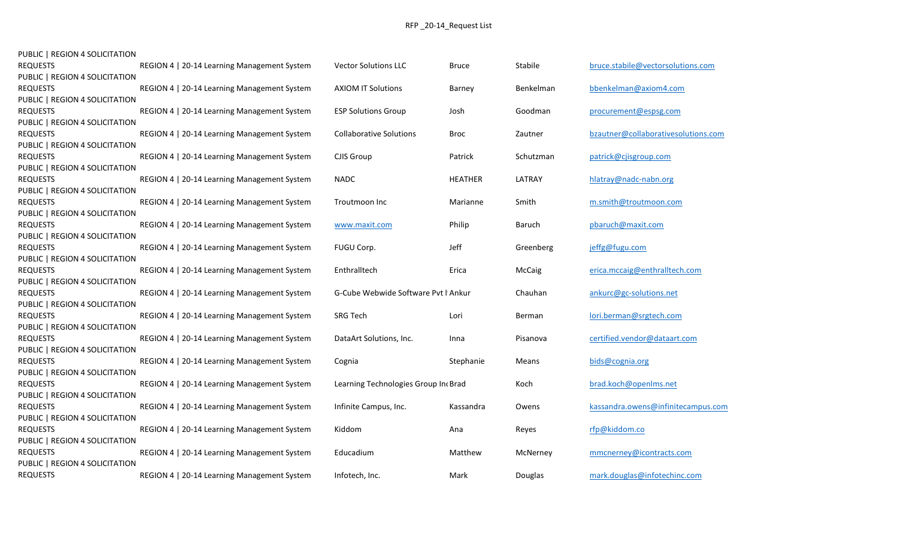RFP _20-14_Request List

| | | | | | |
|---|---|---|---|---|---|
| PUBLIC \| REGION 4 SOLICITATION REQUESTS | REGION 4 \| 20-14 Learning Management System | Vector Solutions LLC | Bruce | Stabile | bruce.stabile@vectorsolutions.com |
| PUBLIC \| REGION 4 SOLICITATION REQUESTS | REGION 4 \| 20-14 Learning Management System | AXIOM IT Solutions | Barney | Benkelman | bbenkelman@axiom4.com |
| PUBLIC \| REGION 4 SOLICITATION REQUESTS | REGION 4 \| 20-14 Learning Management System | ESP Solutions Group | Josh | Goodman | procurement@espsg.com |
| PUBLIC \| REGION 4 SOLICITATION REQUESTS | REGION 4 \| 20-14 Learning Management System | Collaborative Solutions | Broc | Zautner | bzautner@collaborativesolutions.com |
| PUBLIC \| REGION 4 SOLICITATION REQUESTS | REGION 4 \| 20-14 Learning Management System | CJIS Group | Patrick | Schutzman | patrick@cjisgroup.com |
| PUBLIC \| REGION 4 SOLICITATION REQUESTS | REGION 4 \| 20-14 Learning Management System | NADC | HEATHER | LATRAY | hlatray@nadc-nabn.org |
| PUBLIC \| REGION 4 SOLICITATION REQUESTS | REGION 4 \| 20-14 Learning Management System | Troutmoon Inc | Marianne | Smith | m.smith@troutmoon.com |
| PUBLIC \| REGION 4 SOLICITATION REQUESTS | REGION 4 \| 20-14 Learning Management System | www.maxit.com | Philip | Baruch | pbaruch@maxit.com |
| PUBLIC \| REGION 4 SOLICITATION REQUESTS | REGION 4 \| 20-14 Learning Management System | FUGU Corp. | Jeff | Greenberg | jeffg@fugu.com |
| PUBLIC \| REGION 4 SOLICITATION REQUESTS | REGION 4 \| 20-14 Learning Management System | Enthralltech | Erica | McCaig | erica.mccaig@enthralltech.com |
| PUBLIC \| REGION 4 SOLICITATION REQUESTS | REGION 4 \| 20-14 Learning Management System | G-Cube Webwide Software Pvt l | Ankur | Chauhan | ankurc@gc-solutions.net |
| PUBLIC \| REGION 4 SOLICITATION REQUESTS | REGION 4 \| 20-14 Learning Management System | SRG Tech | Lori | Berman | lori.berman@srgtech.com |
| PUBLIC \| REGION 4 SOLICITATION REQUESTS | REGION 4 \| 20-14 Learning Management System | DataArt Solutions, Inc. | Inna | Pisanova | certified.vendor@dataart.com |
| PUBLIC \| REGION 4 SOLICITATION REQUESTS | REGION 4 \| 20-14 Learning Management System | Cognia | Stephanie | Means | bids@cognia.org |
| PUBLIC \| REGION 4 SOLICITATION REQUESTS | REGION 4 \| 20-14 Learning Management System | Learning Technologies Group Inc | Brad | Koch | brad.koch@openlms.net |
| PUBLIC \| REGION 4 SOLICITATION REQUESTS | REGION 4 \| 20-14 Learning Management System | Infinite Campus, Inc. | Kassandra | Owens | kassandra.owens@infinitecampus.com |
| PUBLIC \| REGION 4 SOLICITATION REQUESTS | REGION 4 \| 20-14 Learning Management System | Kiddom | Ana | Reyes | rfp@kiddom.co |
| PUBLIC \| REGION 4 SOLICITATION REQUESTS | REGION 4 \| 20-14 Learning Management System | Educadium | Matthew | McNerney | mmcnerney@icontracts.com |
| PUBLIC \| REGION 4 SOLICITATION REQUESTS | REGION 4 \| 20-14 Learning Management System | Infotech, Inc. | Mark | Douglas | mark.douglas@infotechinc.com |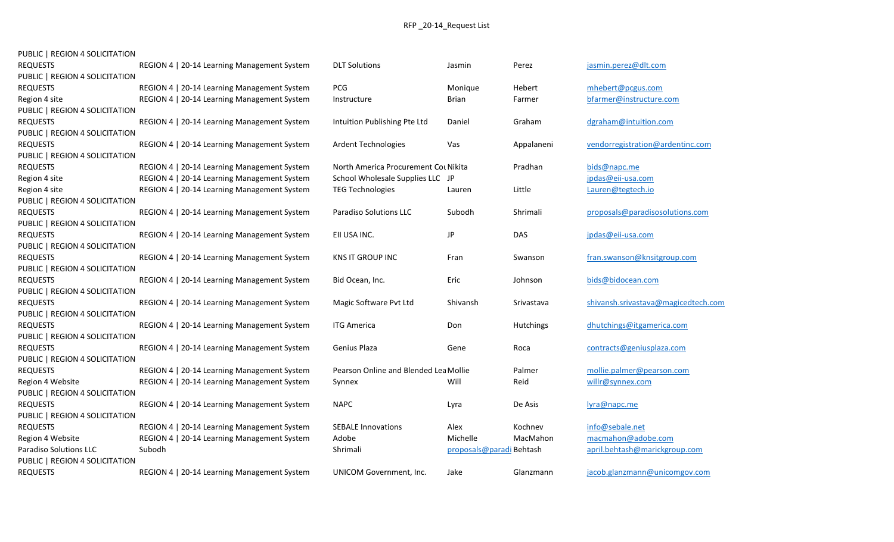RFP _20-14_Request List

| | | | | | |
|---|---|---|---|---|---|
| PUBLIC \| REGION 4 SOLICITATION REQUESTS | REGION 4 \| 20-14 Learning Management System | DLT Solutions | Jasmin | Perez | jasmin.perez@dlt.com |
| PUBLIC \| REGION 4 SOLICITATION REQUESTS | REGION 4 \| 20-14 Learning Management System | PCG | Monique | Hebert | mhebert@pcgus.com |
| Region 4 site | REGION 4 \| 20-14 Learning Management System | Instructure | Brian | Farmer | bfarmer@instructure.com |
| PUBLIC \| REGION 4 SOLICITATION REQUESTS | REGION 4 \| 20-14 Learning Management System | Intuition Publishing Pte Ltd | Daniel | Graham | dgraham@intuition.com |
| PUBLIC \| REGION 4 SOLICITATION REQUESTS | REGION 4 \| 20-14 Learning Management System | Ardent Technologies | Vas | Appalaneni | vendorregistration@ardentinc.com |
| PUBLIC \| REGION 4 SOLICITATION REQUESTS | REGION 4 \| 20-14 Learning Management System | North America Procurement Cou | Nikita | Pradhan | bids@napc.me |
| Region 4 site | REGION 4 \| 20-14 Learning Management System | School Wholesale Supplies LLC | JP | | jpdas@eii-usa.com |
| Region 4 site | REGION 4 \| 20-14 Learning Management System | TEG Technologies | Lauren | Little | Lauren@tegtech.io |
| PUBLIC \| REGION 4 SOLICITATION REQUESTS | REGION 4 \| 20-14 Learning Management System | Paradiso Solutions LLC | Subodh | Shrimali | proposals@paradisosolutions.com |
| PUBLIC \| REGION 4 SOLICITATION REQUESTS | REGION 4 \| 20-14 Learning Management System | EII USA INC. | JP | DAS | jpdas@eii-usa.com |
| PUBLIC \| REGION 4 SOLICITATION REQUESTS | REGION 4 \| 20-14 Learning Management System | KNS IT GROUP INC | Fran | Swanson | fran.swanson@knsitgroup.com |
| PUBLIC \| REGION 4 SOLICITATION REQUESTS | REGION 4 \| 20-14 Learning Management System | Bid Ocean, Inc. | Eric | Johnson | bids@bidocean.com |
| PUBLIC \| REGION 4 SOLICITATION REQUESTS | REGION 4 \| 20-14 Learning Management System | Magic Software Pvt Ltd | Shivansh | Srivastava | shivansh.srivastava@magicedtech.com |
| PUBLIC \| REGION 4 SOLICITATION REQUESTS | REGION 4 \| 20-14 Learning Management System | ITG America | Don | Hutchings | dhutchings@itgamerica.com |
| PUBLIC \| REGION 4 SOLICITATION REQUESTS | REGION 4 \| 20-14 Learning Management System | Genius Plaza | Gene | Roca | contracts@geniusplaza.com |
| PUBLIC \| REGION 4 SOLICITATION REQUESTS | REGION 4 \| 20-14 Learning Management System | Pearson Online and Blended Lea | Mollie | Palmer | mollie.palmer@pearson.com |
| Region 4 Website | REGION 4 \| 20-14 Learning Management System | Synnex | Will | Reid | willr@synnex.com |
| PUBLIC \| REGION 4 SOLICITATION REQUESTS | REGION 4 \| 20-14 Learning Management System | NAPC | Lyra | De Asis | lyra@napc.me |
| PUBLIC \| REGION 4 SOLICITATION REQUESTS | REGION 4 \| 20-14 Learning Management System | SEBALE Innovations | Alex | Kochnev | info@sebale.net |
| Region 4 Website | REGION 4 \| 20-14 Learning Management System | Adobe | Michelle | MacMahon | macmahon@adobe.com |
| Paradiso Solutions LLC | Subodh | Shrimali | proposals@paradi | Behtash | april.behtash@marickgroup.com |
| PUBLIC \| REGION 4 SOLICITATION REQUESTS | REGION 4 \| 20-14 Learning Management System | UNICOM Government, Inc. | Jake | Glanzmann | jacob.glanzmann@unicomgov.com |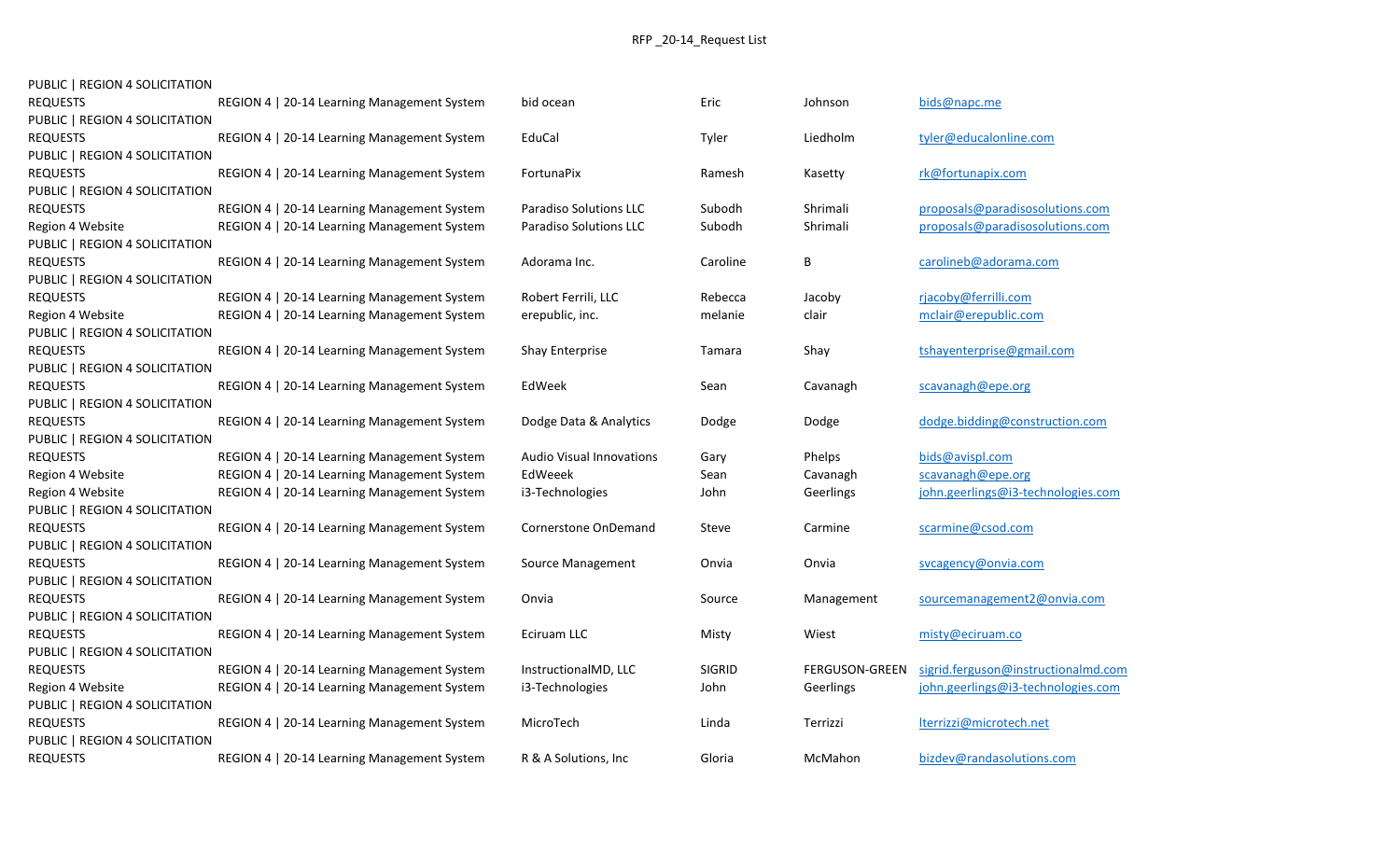# RFP _20-14_Request List

| | | | | | |
|---|---|---|---|---|---|
| PUBLIC \| REGION 4 SOLICITATION REQUESTS | REGION 4 \| 20-14 Learning Management System | bid ocean | Eric | Johnson | bids@napc.me |
| PUBLIC \| REGION 4 SOLICITATION REQUESTS | REGION 4 \| 20-14 Learning Management System | EduCal | Tyler | Liedholm | tyler@educalonline.com |
| PUBLIC \| REGION 4 SOLICITATION REQUESTS | REGION 4 \| 20-14 Learning Management System | FortunaPix | Ramesh | Kasetty | rk@fortunapix.com |
| PUBLIC \| REGION 4 SOLICITATION REQUESTS | REGION 4 \| 20-14 Learning Management System | Paradiso Solutions LLC | Subodh | Shrimali | proposals@paradisosolutions.com |
| Region 4 Website | REGION 4 \| 20-14 Learning Management System | Paradiso Solutions LLC | Subodh | Shrimali | proposals@paradisosolutions.com |
| PUBLIC \| REGION 4 SOLICITATION REQUESTS | REGION 4 \| 20-14 Learning Management System | Adorama Inc. | Caroline | B | carolineb@adorama.com |
| PUBLIC \| REGION 4 SOLICITATION REQUESTS | REGION 4 \| 20-14 Learning Management System | Robert Ferrili, LLC | Rebecca | Jacoby | rjacoby@ferrilli.com |
| Region 4 Website | REGION 4 \| 20-14 Learning Management System | erepublic, inc. | melanie | clair | mclair@erepublic.com |
| PUBLIC \| REGION 4 SOLICITATION REQUESTS | REGION 4 \| 20-14 Learning Management System | Shay Enterprise | Tamara | Shay | tshayenterprise@gmail.com |
| PUBLIC \| REGION 4 SOLICITATION REQUESTS | REGION 4 \| 20-14 Learning Management System | EdWeek | Sean | Cavanagh | scavanagh@epe.org |
| PUBLIC \| REGION 4 SOLICITATION REQUESTS | REGION 4 \| 20-14 Learning Management System | Dodge Data & Analytics | Dodge | Dodge | dodge.bidding@construction.com |
| PUBLIC \| REGION 4 SOLICITATION REQUESTS | REGION 4 \| 20-14 Learning Management System | Audio Visual Innovations | Gary | Phelps | bids@avispl.com |
| Region 4 Website | REGION 4 \| 20-14 Learning Management System | EdWeeek | Sean | Cavanagh | scavanagh@epe.org |
| Region 4 Website | REGION 4 \| 20-14 Learning Management System | i3-Technologies | John | Geerlings | john.geerlings@i3-technologies.com |
| PUBLIC \| REGION 4 SOLICITATION REQUESTS | REGION 4 \| 20-14 Learning Management System | Cornerstone OnDemand | Steve | Carmine | scarmine@csod.com |
| PUBLIC \| REGION 4 SOLICITATION REQUESTS | REGION 4 \| 20-14 Learning Management System | Source Management | Onvia | Onvia | svcagency@onvia.com |
| PUBLIC \| REGION 4 SOLICITATION REQUESTS | REGION 4 \| 20-14 Learning Management System | Onvia | Source | Management | sourcemanagement2@onvia.com |
| PUBLIC \| REGION 4 SOLICITATION REQUESTS | REGION 4 \| 20-14 Learning Management System | Eciruam LLC | Misty | Wiest | misty@eciruam.co |
| PUBLIC \| REGION 4 SOLICITATION REQUESTS | REGION 4 \| 20-14 Learning Management System | InstructionalMD, LLC | SIGRID | FERGUSON-GREEN | sigrid.ferguson@instructionalmd.com |
| Region 4 Website | REGION 4 \| 20-14 Learning Management System | i3-Technologies | John | Geerlings | john.geerlings@i3-technologies.com |
| PUBLIC \| REGION 4 SOLICITATION REQUESTS | REGION 4 \| 20-14 Learning Management System | MicroTech | Linda | Terrizzi | lterrizzi@microtech.net |
| PUBLIC \| REGION 4 SOLICITATION REQUESTS | REGION 4 \| 20-14 Learning Management System | R & A Solutions, Inc | Gloria | McMahon | bizdev@randasolutions.com |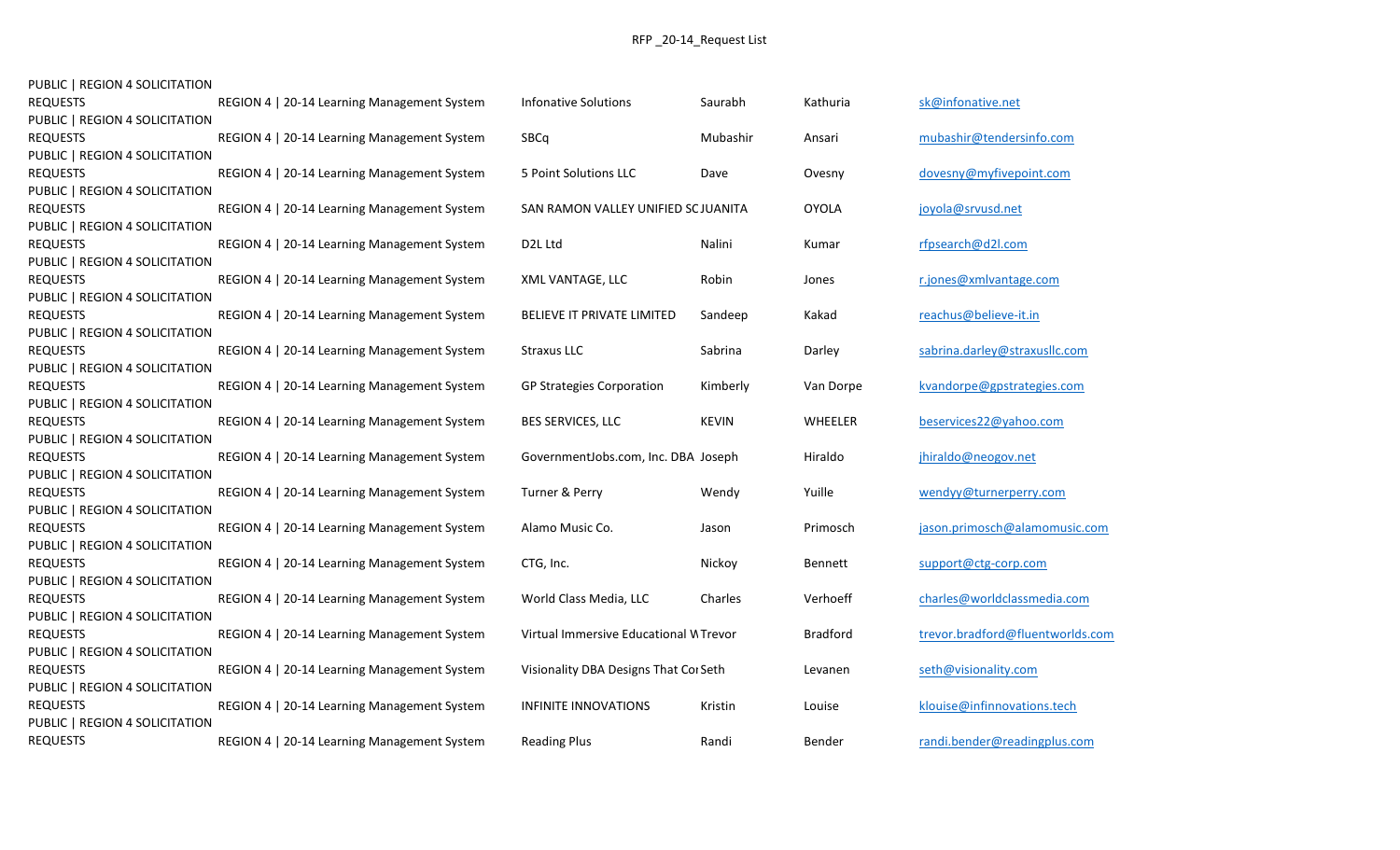RFP _20-14_Request List

| | | | | | |
|---|---|---|---|---|---|
| PUBLIC \| REGION 4 SOLICITATION REQUESTS | REGION 4 \| 20-14 Learning Management System | Infonative Solutions | Saurabh | Kathuria | sk@infonative.net |
| PUBLIC \| REGION 4 SOLICITATION REQUESTS | REGION 4 \| 20-14 Learning Management System | SBCq | Mubashir | Ansari | mubashir@tendersinfo.com |
| PUBLIC \| REGION 4 SOLICITATION REQUESTS | REGION 4 \| 20-14 Learning Management System | 5 Point Solutions LLC | Dave | Ovesny | dovesny@myfivepoint.com |
| PUBLIC \| REGION 4 SOLICITATION REQUESTS | REGION 4 \| 20-14 Learning Management System | SAN RAMON VALLEY UNIFIED SC | JUANITA | OYOLA | joyola@srvusd.net |
| PUBLIC \| REGION 4 SOLICITATION REQUESTS | REGION 4 \| 20-14 Learning Management System | D2L Ltd | Nalini | Kumar | rfpsearch@d2l.com |
| PUBLIC \| REGION 4 SOLICITATION REQUESTS | REGION 4 \| 20-14 Learning Management System | XML VANTAGE, LLC | Robin | Jones | r.jones@xmlvantage.com |
| PUBLIC \| REGION 4 SOLICITATION REQUESTS | REGION 4 \| 20-14 Learning Management System | BELIEVE IT PRIVATE LIMITED | Sandeep | Kakad | reachus@believe-it.in |
| PUBLIC \| REGION 4 SOLICITATION REQUESTS | REGION 4 \| 20-14 Learning Management System | Straxus LLC | Sabrina | Darley | sabrina.darley@straxusllc.com |
| PUBLIC \| REGION 4 SOLICITATION REQUESTS | REGION 4 \| 20-14 Learning Management System | GP Strategies Corporation | Kimberly | Van Dorpe | kvandorpe@gpstrategies.com |
| PUBLIC \| REGION 4 SOLICITATION REQUESTS | REGION 4 \| 20-14 Learning Management System | BES SERVICES, LLC | KEVIN | WHEELER | beservices22@yahoo.com |
| PUBLIC \| REGION 4 SOLICITATION REQUESTS | REGION 4 \| 20-14 Learning Management System | GovernmentJobs.com, Inc. DBA | Joseph | Hiraldo | jhiraldo@neogov.net |
| PUBLIC \| REGION 4 SOLICITATION REQUESTS | REGION 4 \| 20-14 Learning Management System | Turner & Perry | Wendy | Yuille | wendyy@turnerperry.com |
| PUBLIC \| REGION 4 SOLICITATION REQUESTS | REGION 4 \| 20-14 Learning Management System | Alamo Music Co. | Jason | Primosch | jason.primosch@alamomusic.com |
| PUBLIC \| REGION 4 SOLICITATION REQUESTS | REGION 4 \| 20-14 Learning Management System | CTG, Inc. | Nickoy | Bennett | support@ctg-corp.com |
| PUBLIC \| REGION 4 SOLICITATION REQUESTS | REGION 4 \| 20-14 Learning Management System | World Class Media, LLC | Charles | Verhoeff | charles@worldclassmedia.com |
| PUBLIC \| REGION 4 SOLICITATION REQUESTS | REGION 4 \| 20-14 Learning Management System | Virtual Immersive Educational W | Trevor | Bradford | trevor.bradford@fluentworlds.com |
| PUBLIC \| REGION 4 SOLICITATION REQUESTS | REGION 4 \| 20-14 Learning Management System | Visionality DBA Designs That Co | Seth | Levanen | seth@visionality.com |
| PUBLIC \| REGION 4 SOLICITATION REQUESTS | REGION 4 \| 20-14 Learning Management System | INFINITE INNOVATIONS | Kristin | Louise | klouise@infinnovations.tech |
| PUBLIC \| REGION 4 SOLICITATION REQUESTS | REGION 4 \| 20-14 Learning Management System | Reading Plus | Randi | Bender | randi.bender@readingplus.com |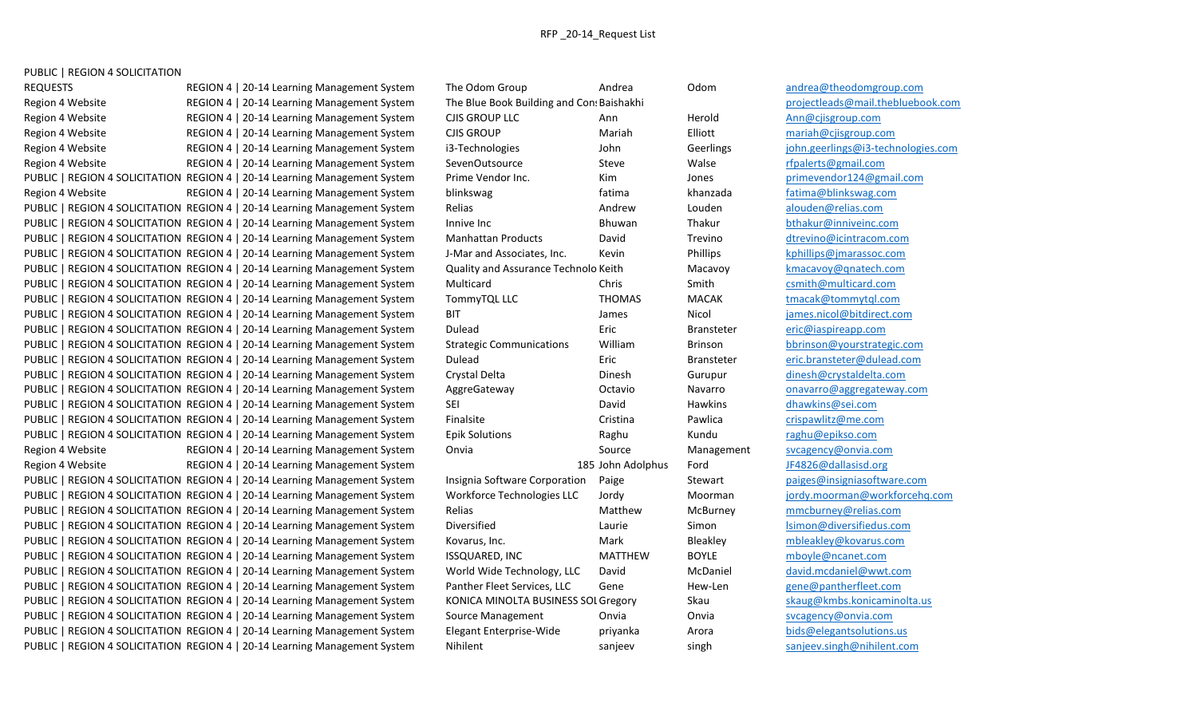RFP _20-14_Request List

PUBLIC | REGION 4 SOLICITATION

| | | | | | |
|---|---|---|---|---|---|
| REQUESTS | REGION 4 \| 20-14 Learning Management System | The Odom Group | Andrea | Odom | andrea@theodomgroup.com |
| Region 4 Website | REGION 4 \| 20-14 Learning Management System | The Blue Book Building and Con: | Baishakhi | | projectleads@mail.thebluebook.com |
| Region 4 Website | REGION 4 \| 20-14 Learning Management System | CJIS GROUP LLC | Ann | Herold | Ann@cjisgroup.com |
| Region 4 Website | REGION 4 \| 20-14 Learning Management System | CJIS GROUP | Mariah | Elliott | mariah@cjisgroup.com |
| Region 4 Website | REGION 4 \| 20-14 Learning Management System | i3-Technologies | John | Geerlings | john.geerlings@i3-technologies.com |
| Region 4 Website | REGION 4 \| 20-14 Learning Management System | SevenOutsource | Steve | Walse | rfpalerts@gmail.com |
| PUBLIC \| REGION 4 SOLICITATION | REGION 4 \| 20-14 Learning Management System | Prime Vendor Inc. | Kim | Jones | primevendor124@gmail.com |
| Region 4 Website | REGION 4 \| 20-14 Learning Management System | blinkswag | fatima | khanzada | fatima@blinkswag.com |
| PUBLIC \| REGION 4 SOLICITATION | REGION 4 \| 20-14 Learning Management System | Relias | Andrew | Louden | alouden@relias.com |
| PUBLIC \| REGION 4 SOLICITATION | REGION 4 \| 20-14 Learning Management System | Innive Inc | Bhuwan | Thakur | bthakur@inniveinc.com |
| PUBLIC \| REGION 4 SOLICITATION | REGION 4 \| 20-14 Learning Management System | Manhattan Products | David | Trevino | dtrevino@icintracom.com |
| PUBLIC \| REGION 4 SOLICITATION | REGION 4 \| 20-14 Learning Management System | J-Mar and Associates, Inc. | Kevin | Phillips | kphillips@jmarassoc.com |
| PUBLIC \| REGION 4 SOLICITATION | REGION 4 \| 20-14 Learning Management System | Quality and Assurance Technolo | Keith | Macavoy | kmacavoy@qnatech.com |
| PUBLIC \| REGION 4 SOLICITATION | REGION 4 \| 20-14 Learning Management System | Multicard | Chris | Smith | csmith@multicard.com |
| PUBLIC \| REGION 4 SOLICITATION | REGION 4 \| 20-14 Learning Management System | TommyTQL LLC | THOMAS | MACAK | tmacak@tommytql.com |
| PUBLIC \| REGION 4 SOLICITATION | REGION 4 \| 20-14 Learning Management System | BIT | James | Nicol | james.nicol@bitdirect.com |
| PUBLIC \| REGION 4 SOLICITATION | REGION 4 \| 20-14 Learning Management System | Dulead | Eric | Bransteter | eric@iaspireapp.com |
| PUBLIC \| REGION 4 SOLICITATION | REGION 4 \| 20-14 Learning Management System | Strategic Communications | William | Brinson | bbrinson@yourstrategic.com |
| PUBLIC \| REGION 4 SOLICITATION | REGION 4 \| 20-14 Learning Management System | Dulead | Eric | Bransteter | eric.branstete@dulead.com |
| PUBLIC \| REGION 4 SOLICITATION | REGION 4 \| 20-14 Learning Management System | Crystal Delta | Dinesh | Gurupur | dinesh@crystaldelta.com |
| PUBLIC \| REGION 4 SOLICITATION | REGION 4 \| 20-14 Learning Management System | AggreGateway | Octavio | Navarro | onavarro@aggregateway.com |
| PUBLIC \| REGION 4 SOLICITATION | REGION 4 \| 20-14 Learning Management System | SEI | David | Hawkins | dhawkins@sei.com |
| PUBLIC \| REGION 4 SOLICITATION | REGION 4 \| 20-14 Learning Management System | Finalsite | Cristina | Pawlica | crispawlitz@me.com |
| PUBLIC \| REGION 4 SOLICITATION | REGION 4 \| 20-14 Learning Management System | Epik Solutions | Raghu | Kundu | raghu@epikso.com |
| Region 4 Website | REGION 4 \| 20-14 Learning Management System | Onvia | Source | Management | svcagency@onvia.com |
| Region 4 Website | REGION 4 \| 20-14 Learning Management System | 185 | John Adolphus | Ford | JF4826@dallasisd.org |
| PUBLIC \| REGION 4 SOLICITATION | REGION 4 \| 20-14 Learning Management System | Insignia Software Corporation | Paige | Stewart | paiges@insigniasoftware.com |
| PUBLIC \| REGION 4 SOLICITATION | REGION 4 \| 20-14 Learning Management System | Workforce Technologies LLC | Jordy | Moorman | jordy.moorman@workforcehq.com |
| PUBLIC \| REGION 4 SOLICITATION | REGION 4 \| 20-14 Learning Management System | Relias | Matthew | McBurney | mmcburney@relias.com |
| PUBLIC \| REGION 4 SOLICITATION | REGION 4 \| 20-14 Learning Management System | Diversified | Laurie | Simon | lsimon@diversifiedus.com |
| PUBLIC \| REGION 4 SOLICITATION | REGION 4 \| 20-14 Learning Management System | Kovarus, Inc. | Mark | Bleakley | mbleakley@kovarus.com |
| PUBLIC \| REGION 4 SOLICITATION | REGION 4 \| 20-14 Learning Management System | ISSQUARED, INC | MATTHEW | BOYLE | mboyle@ncanet.com |
| PUBLIC \| REGION 4 SOLICITATION | REGION 4 \| 20-14 Learning Management System | World Wide Technology, LLC | David | McDaniel | david.mcdaniel@wwt.com |
| PUBLIC \| REGION 4 SOLICITATION | REGION 4 \| 20-14 Learning Management System | Panther Fleet Services, LLC | Gene | Hew-Len | gene@pantherfleet.com |
| PUBLIC \| REGION 4 SOLICITATION | REGION 4 \| 20-14 Learning Management System | KONICA MINOLTA BUSINESS SOL | Gregory | Skau | skaug@kmbs.konicaminolta.us |
| PUBLIC \| REGION 4 SOLICITATION | REGION 4 \| 20-14 Learning Management System | Source Management | Onvia | Onvia | svcagency@onvia.com |
| PUBLIC \| REGION 4 SOLICITATION | REGION 4 \| 20-14 Learning Management System | Elegant Enterprise-Wide | priyanka | Arora | bids@elegantsolutions.us |
| PUBLIC \| REGION 4 SOLICITATION | REGION 4 \| 20-14 Learning Management System | Nihilent | sanjeev | singh | sanjeev.singh@nihilent.com |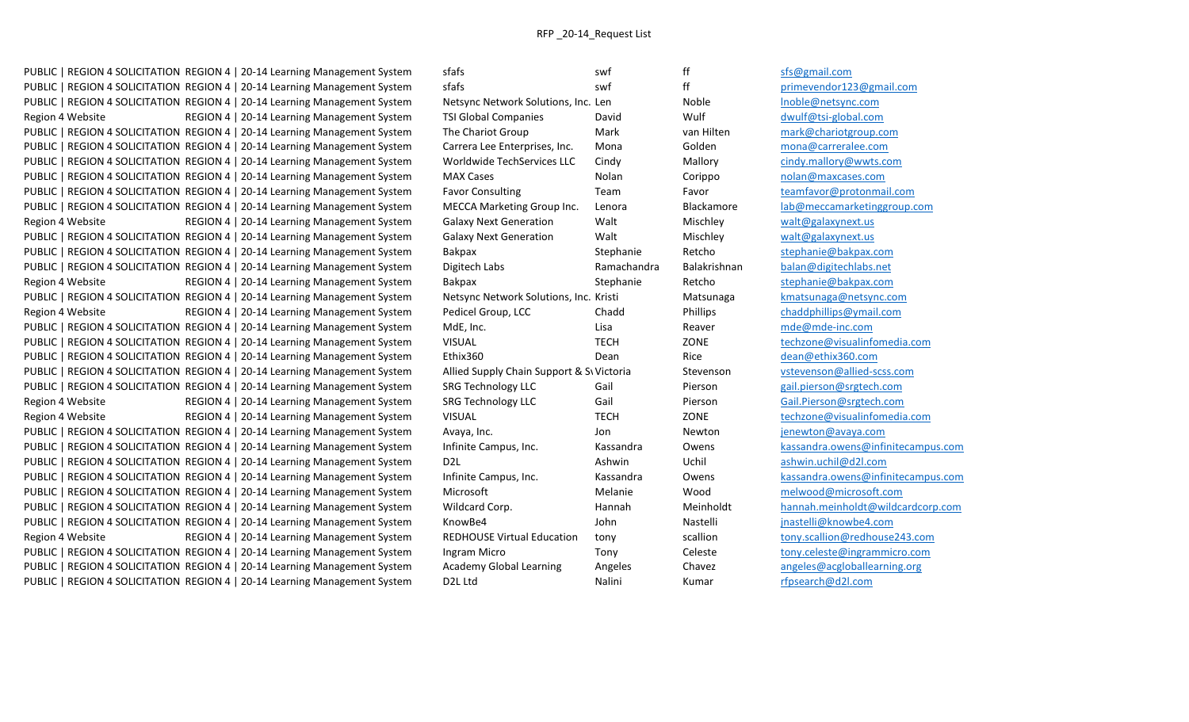RFP _20-14_Request List

| | | | | | |
|---|---|---|---|---|---|
| PUBLIC \| REGION 4 SOLICITATION | REGION 4 \| 20-14 Learning Management System | sfafs | swf | ff | sfs@gmail.com |
| PUBLIC \| REGION 4 SOLICITATION | REGION 4 \| 20-14 Learning Management System | sfafs | swf | ff | primevendor123@gmail.com |
| PUBLIC \| REGION 4 SOLICITATION | REGION 4 \| 20-14 Learning Management System | Netsync Network Solutions, Inc. | Len | Noble | lnoble@netsync.com |
| Region 4 Website | REGION 4 \| 20-14 Learning Management System | TSI Global Companies | David | Wulf | dwulf@tsi-global.com |
| PUBLIC \| REGION 4 SOLICITATION | REGION 4 \| 20-14 Learning Management System | The Chariot Group | Mark | van Hilten | mark@chariotgroup.com |
| PUBLIC \| REGION 4 SOLICITATION | REGION 4 \| 20-14 Learning Management System | Carrera Lee Enterprises, Inc. | Mona | Golden | mona@carreralee.com |
| PUBLIC \| REGION 4 SOLICITATION | REGION 4 \| 20-14 Learning Management System | Worldwide TechServices LLC | Cindy | Mallory | cindy.mallory@wwts.com |
| PUBLIC \| REGION 4 SOLICITATION | REGION 4 \| 20-14 Learning Management System | MAX Cases | Nolan | Corippo | nolan@maxcases.com |
| PUBLIC \| REGION 4 SOLICITATION | REGION 4 \| 20-14 Learning Management System | Favor Consulting | Team | Favor | teamfavor@protonmail.com |
| PUBLIC \| REGION 4 SOLICITATION | REGION 4 \| 20-14 Learning Management System | MECCA Marketing Group Inc. | Lenora | Blackamore | lab@meccamarketinggroup.com |
| Region 4 Website | REGION 4 \| 20-14 Learning Management System | Galaxy Next Generation | Walt | Mischley | walt@galaxynext.us |
| PUBLIC \| REGION 4 SOLICITATION | REGION 4 \| 20-14 Learning Management System | Galaxy Next Generation | Walt | Mischley | walt@galaxynext.us |
| PUBLIC \| REGION 4 SOLICITATION | REGION 4 \| 20-14 Learning Management System | Bakpax | Stephanie | Retcho | stephanie@bakpax.com |
| PUBLIC \| REGION 4 SOLICITATION | REGION 4 \| 20-14 Learning Management System | Digitech Labs | Ramachandra | Balakrishnan | balan@digitechlabs.net |
| Region 4 Website | REGION 4 \| 20-14 Learning Management System | Bakpax | Stephanie | Retcho | stephanie@bakpax.com |
| PUBLIC \| REGION 4 SOLICITATION | REGION 4 \| 20-14 Learning Management System | Netsync Network Solutions, Inc. | Kristi | Matsunaga | kmatsunaga@netsync.com |
| Region 4 Website | REGION 4 \| 20-14 Learning Management System | Pedicel Group, LCC | Chadd | Phillips | chaddphillips@ymail.com |
| PUBLIC \| REGION 4 SOLICITATION | REGION 4 \| 20-14 Learning Management System | MdE, Inc. | Lisa | Reaver | mde@mde-inc.com |
| PUBLIC \| REGION 4 SOLICITATION | REGION 4 \| 20-14 Learning Management System | VISUAL | TECH | ZONE | techzone@visualinfomedia.com |
| PUBLIC \| REGION 4 SOLICITATION | REGION 4 \| 20-14 Learning Management System | Ethix360 | Dean | Rice | dean@ethix360.com |
| PUBLIC \| REGION 4 SOLICITATION | REGION 4 \| 20-14 Learning Management System | Allied Supply Chain Support & S | Victoria | Stevenson | vstevenson@allied-scss.com |
| PUBLIC \| REGION 4 SOLICITATION | REGION 4 \| 20-14 Learning Management System | SRG Technology LLC | Gail | Pierson | gail.pierson@srgtech.com |
| Region 4 Website | REGION 4 \| 20-14 Learning Management System | SRG Technology LLC | Gail | Pierson | Gail.Pierson@srgtech.com |
| Region 4 Website | REGION 4 \| 20-14 Learning Management System | VISUAL | TECH | ZONE | techzone@visualinfomedia.com |
| PUBLIC \| REGION 4 SOLICITATION | REGION 4 \| 20-14 Learning Management System | Avaya, Inc. | Jon | Newton | jenewton@avaya.com |
| PUBLIC \| REGION 4 SOLICITATION | REGION 4 \| 20-14 Learning Management System | Infinite Campus, Inc. | Kassandra | Owens | kassandra.owens@infinitecampus.com |
| PUBLIC \| REGION 4 SOLICITATION | REGION 4 \| 20-14 Learning Management System | D2L | Ashwin | Uchil | ashwin.uchil@d2l.com |
| PUBLIC \| REGION 4 SOLICITATION | REGION 4 \| 20-14 Learning Management System | Infinite Campus, Inc. | Kassandra | Owens | kassandra.owens@infinitecampus.com |
| PUBLIC \| REGION 4 SOLICITATION | REGION 4 \| 20-14 Learning Management System | Microsoft | Melanie | Wood | melwood@microsoft.com |
| PUBLIC \| REGION 4 SOLICITATION | REGION 4 \| 20-14 Learning Management System | Wildcard Corp. | Hannah | Meinholdt | hannah.meinholdt@wildcardcorp.com |
| PUBLIC \| REGION 4 SOLICITATION | REGION 4 \| 20-14 Learning Management System | KnowBe4 | John | Nastelli | jnastelli@knowbe4.com |
| Region 4 Website | REGION 4 \| 20-14 Learning Management System | REDHOUSE Virtual Education | tony | scallion | tony.scallion@redhouse243.com |
| PUBLIC \| REGION 4 SOLICITATION | REGION 4 \| 20-14 Learning Management System | Ingram Micro | Tony | Celeste | tony.celeste@ingrammicro.com |
| PUBLIC \| REGION 4 SOLICITATION | REGION 4 \| 20-14 Learning Management System | Academy Global Learning | Angeles | Chavez | angeles@acgloballearning.org |
| PUBLIC \| REGION 4 SOLICITATION | REGION 4 \| 20-14 Learning Management System | D2L Ltd | Nalini | Kumar | rfpsearch@d2l.com |